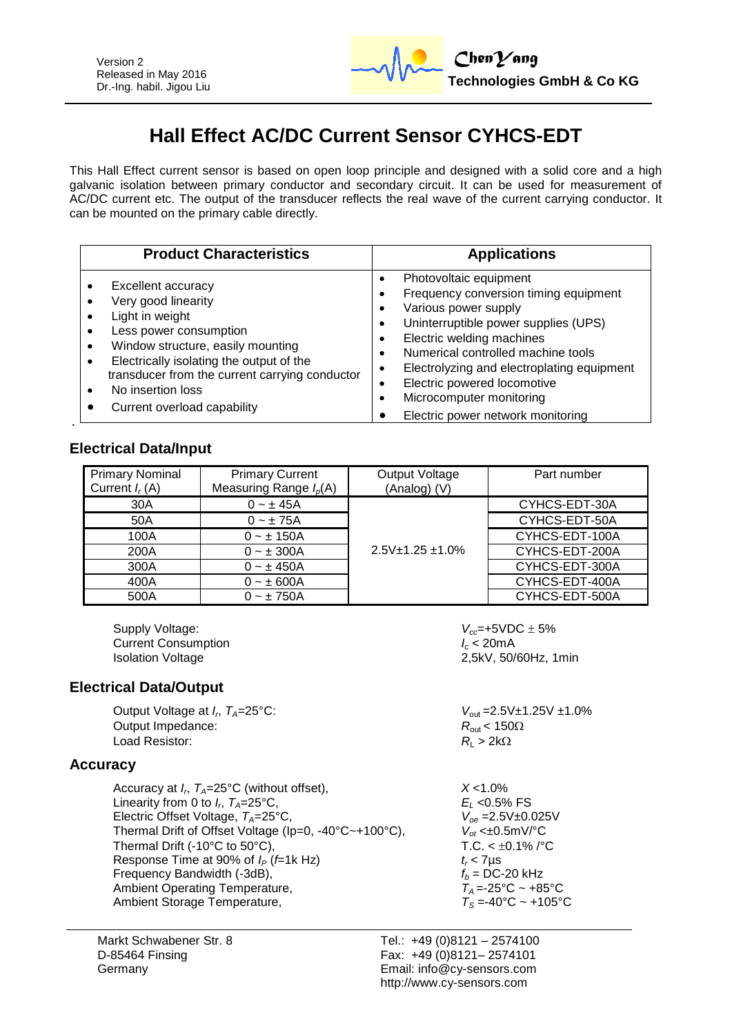Version 2
Released in May 2016
Dr.-Ing. habil. Jigou Liu

ChenYang Technologies GmbH & Co KG

# Hall Effect AC/DC Current Sensor CYHCS-EDT

This Hall Effect current sensor is based on open loop principle and designed with a solid core and a high galvanic isolation between primary conductor and secondary circuit. It can be used for measurement of AC/DC current etc. The output of the transducer reflects the real wave of the current carrying conductor. It can be mounted on the primary cable directly.

| Product Characteristics | Applications |
|---|---|
| • Excellent accuracy<br>• Very good linearity<br>• Light in weight<br>• Less power consumption<br>• Window structure, easily mounting<br>• Electrically isolating the output of the transducer from the current carrying conductor<br>• No insertion loss<br>• Current overload capability | • Photovoltaic equipment<br>• Frequency conversion timing equipment<br>• Various power supply<br>• Uninterruptible power supplies (UPS)<br>• Electric welding machines<br>• Numerical controlled machine tools<br>• Electrolyzing and electroplating equipment<br>• Electric powered locomotive<br>• Microcomputer monitoring<br>• Electric power network monitoring |

## Electrical Data/Input

| Primary Nominal Current $I_r$ (A) | Primary Current Measuring Range $I_p$(A) | Output Voltage (Analog) (V) | Part number |
|---|---|---|---|
| 30A | 0 ~ ± 45A | 2.5V±1.25 ±1.0% | CYHCS-EDT-30A |
| 50A | 0 ~ ± 75A | | CYHCS-EDT-50A |
| 100A | 0 ~ ± 150A | | CYHCS-EDT-100A |
| 200A | 0 ~ ± 300A | | CYHCS-EDT-200A |
| 300A | 0 ~ ± 450A | | CYHCS-EDT-300A |
| 400A | 0 ~ ± 600A | | CYHCS-EDT-400A |
| 500A | 0 ~ ± 750A | | CYHCS-EDT-500A |

Supply Voltage: $V_{cc}$=+5VDC ± 5%
Current Consumption $I_c$ < 20mA
Isolation Voltage 2,5kV, 50/60Hz, 1min

## Electrical Data/Output

Output Voltage at $I_r$, $T_A$=25°C: $V_{out}$ =2.5V±1.25V ±1.0%
Output Impedance: $R_{out}$ < 150Ω
Load Resistor: $R_L$ > 2kΩ

## Accuracy

Accuracy at $I_r$, $T_A$=25°C (without offset), $X$ <1.0%
Linearity from 0 to $I_r$, $T_A$=25°C, $E_L$ <0.5% FS
Electric Offset Voltage, $T_A$=25°C, $V_{oe}$ =2.5V±0.025V
Thermal Drift of Offset Voltage (Ip=0, -40°C~+100°C), $V_{ot}$ <±0.5mV/°C
Thermal Drift (-10°C to 50°C), T.C. < ±0.1% /°C
Response Time at 90% of $I_P$ ($f$=1k Hz) $t_r$ < 7µs
Frequency Bandwidth (-3dB), $f_b$ = DC-20 kHz
Ambient Operating Temperature, $T_A$ =-25°C ~ +85°C
Ambient Storage Temperature, $T_S$ =-40°C ~ +105°C

Markt Schwabener Str. 8
D-85464 Finsing
Germany

Tel.: +49 (0)8121 – 2574100
Fax: +49 (0)8121– 2574101
Email: info@cy-sensors.com
http://www.cy-sensors.com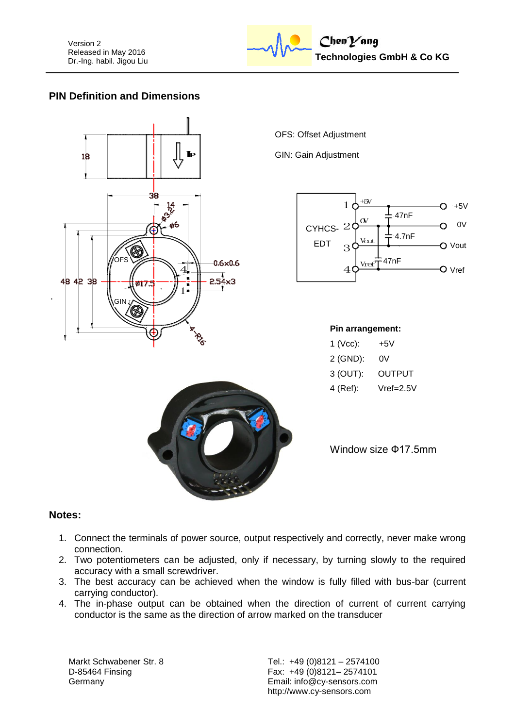## PIN Definition and Dimensions

18

38

14

ø3.2

ø6

OFS

GIN

48 42 38

ø17.5

0.6×0.6

2.54×3

4-R16

OFS: Offset Adjustment

GIN: Gain Adjustment

CYHCS-EDT

1 +5V

2 0V

3 Vout

4 Vref

47nF

4.7nF

47nF

+5V

0V

Vout

Vref

**Pin arrangement:**

| | |
|---|---|
| 1 (Vcc): | +5V |
| 2 (GND): | 0V |
| 3 (OUT): | OUTPUT |
| 4 (Ref): | Vref=2.5V |

Window size Φ17.5mm

## Notes:

1. Connect the terminals of power source, output respectively and correctly, never make wrong connection.
2. Two potentiometers can be adjusted, only if necessary, by turning slowly to the required accuracy with a small screwdriver.
3. The best accuracy can be achieved when the window is fully filled with bus-bar (current carrying conductor).
4. The in-phase output can be obtained when the direction of current of current carrying conductor is the same as the direction of arrow marked on the transducer